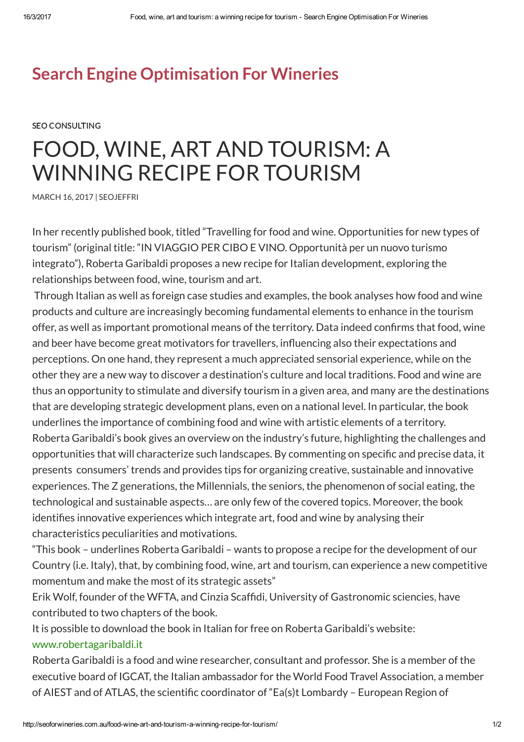# Search Engine Optimisation For Wineries

SEO CONSULTING

## FOOD, WINE, ART AND TOURISM: A WINNING RECIPE FOR TOURISM

MARCH 16, 2017 | SEOJEFFRI

In her recently published book, titled "Travelling for food and wine. Opportunities for new types of tourism" (original title: "IN VIAGGIO PER CIBO E VINO. Opportunità per un nuovo turismo integrato"), Roberta Garibaldi proposes a new recipe for Italian development, exploring the relationships between food, wine, tourism and art.

Through Italian as well as foreign case studies and examples, the book analyses how food and wine products and culture are increasingly becoming fundamental elements to enhance in the tourism offer, as well as important promotional means of the territory. Data indeed confirms that food, wine and beer have become great motivators for travellers, influencing also their expectations and perceptions. On one hand, they represent a much appreciated sensorial experience, while on the other they are a new way to discover a destination's culture and local traditions. Food and wine are thus an opportunity to stimulate and diversify tourism in a given area, and many are the destinations that are developing strategic development plans, even on a national level. In particular, the book underlines the importance of combining food and wine with artistic elements of a territory.

Roberta Garibaldi's book gives an overview on the industry's future, highlighting the challenges and opportunities that will characterize such landscapes. By commenting on specific and precise data, it presents consumers' trends and provides tips for organizing creative, sustainable and innovative experiences. The Z generations, the Millennials, the seniors, the phenomenon of social eating, the technological and sustainable aspects… are only few of the covered topics. Moreover, the book identifies innovative experiences which integrate art, food and wine by analysing their characteristics peculiarities and motivations.

"This book – underlines Roberta Garibaldi – wants to propose a recipe for the development of our Country (i.e. Italy), that, by combining food, wine, art and tourism, can experience a new competitive momentum and make the most of its strategic assets"

Erik Wolf, founder of the WFTA, and Cinzia Scaffidi, University of Gastronomic sciencies, have contributed to two chapters of the book.

It is possible to download the book in Italian for free on Roberta Garibaldi's website: www.robertagaribaldi.it

Roberta Garibaldi is a food and wine researcher, consultant and professor. She is a member of the executive board of IGCAT, the Italian ambassador for the World Food Travel Association, a member of AIEST and of ATLAS, the scientific coordinator of "Ea(s)t Lombardy – European Region of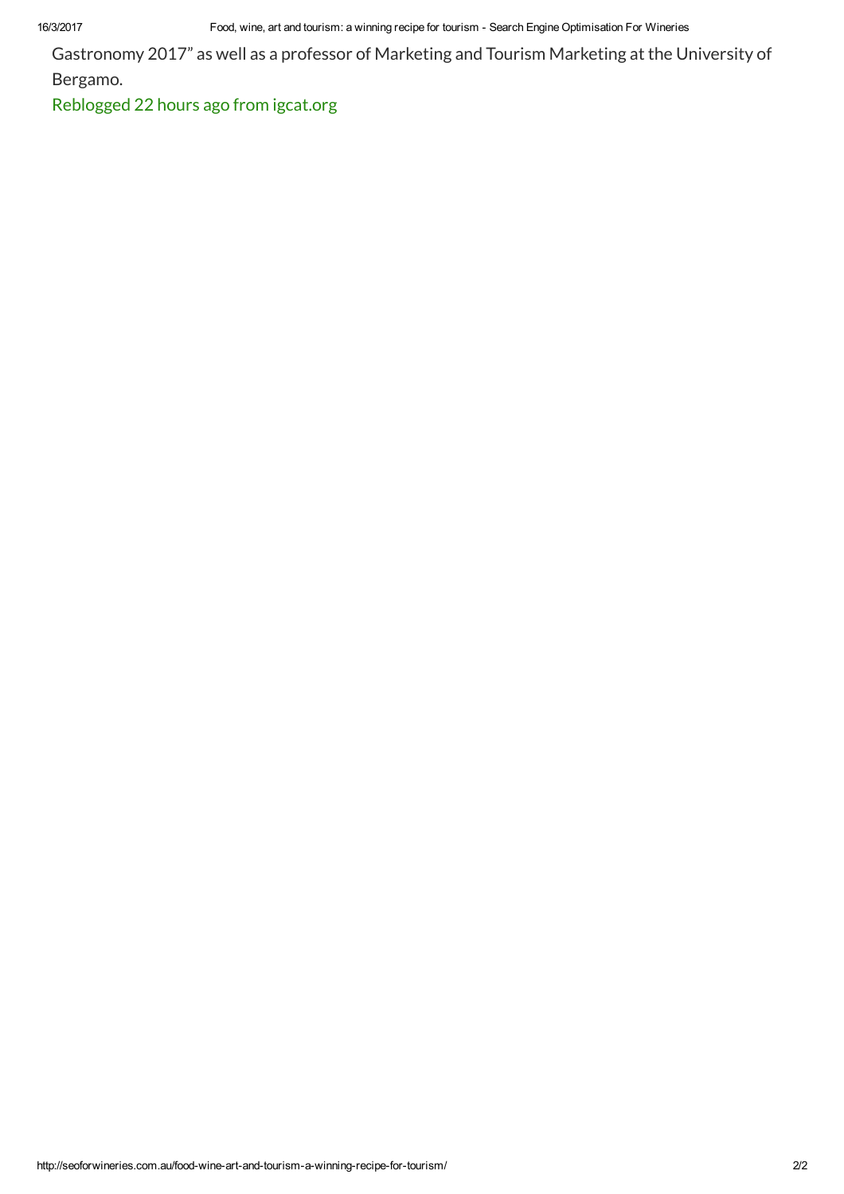Gastronomy 2017" as well as a professor of Marketing and Tourism Marketing at the University of Bergamo.

Reblogged 22 hours ago from igcat.org